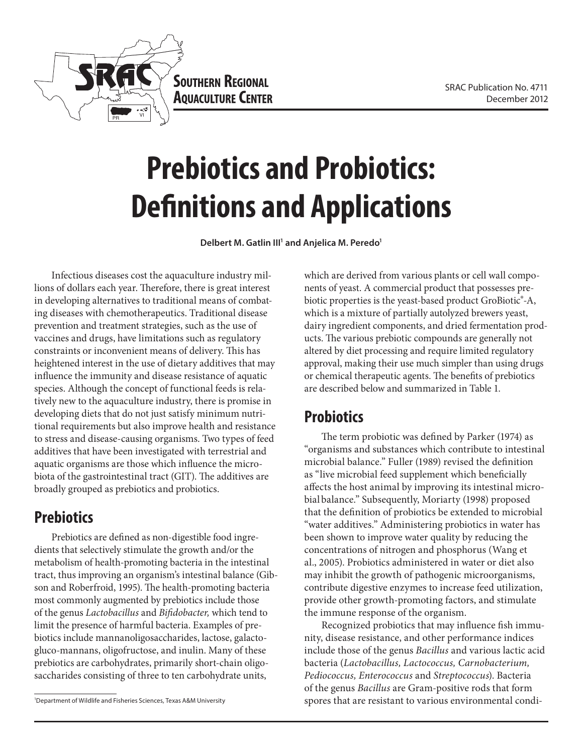SOUTHERN REGIONAL AQUACULTURE CENTER

SRAC Publication No. 4711
December 2012

# Prebiotics and Probiotics: Definitions and Applications

**Delbert M. Gatlin III[1] and Anjelica M. Peredo[1]**

Infectious diseases cost the aquaculture industry millions of dollars each year. Therefore, there is great interest in developing alternatives to traditional means of combating diseases with chemotherapeutics. Traditional disease prevention and treatment strategies, such as the use of vaccines and drugs, have limitations such as regulatory constraints or inconvenient means of delivery. This has heightened interest in the use of dietary additives that may influence the immunity and disease resistance of aquatic species. Although the concept of functional feeds is relatively new to the aquaculture industry, there is promise in developing diets that do not just satisfy minimum nutritional requirements but also improve health and resistance to stress and disease-causing organisms. Two types of feed additives that have been investigated with terrestrial and aquatic organisms are those which influence the microbiota of the gastrointestinal tract (GIT). The additives are broadly grouped as prebiotics and probiotics.

## Prebiotics

Prebiotics are defined as non-digestible food ingredients that selectively stimulate the growth and/or the metabolism of health-promoting bacteria in the intestinal tract, thus improving an organism's intestinal balance (Gibson and Roberfroid, 1995). The health-promoting bacteria most commonly augmented by prebiotics include those of the genus *Lactobacillus* and *Bifidobacter,* which tend to limit the presence of harmful bacteria. Examples of prebiotics include mannanoligosaccharides, lactose, galactogluco-mannans, oligofructose, and inulin. Many of these prebiotics are carbohydrates, primarily short-chain oligosaccharides consisting of three to ten carbohydrate units, which are derived from various plants or cell wall components of yeast. A commercial product that possesses prebiotic properties is the yeast-based product GroBiotic®-A, which is a mixture of partially autolyzed brewers yeast, dairy ingredient components, and dried fermentation products. The various prebiotic compounds are generally not altered by diet processing and require limited regulatory approval, making their use much simpler than using drugs or chemical therapeutic agents. The benefits of prebiotics are described below and summarized in Table 1.

## Probiotics

The term probiotic was defined by Parker (1974) as "organisms and substances which contribute to intestinal microbial balance." Fuller (1989) revised the definition as "live microbial feed supplement which beneficially affects the host animal by improving its intestinal microbial balance." Subsequently, Moriarty (1998) proposed that the definition of probiotics be extended to microbial "water additives." Administering probiotics in water has been shown to improve water quality by reducing the concentrations of nitrogen and phosphorus (Wang et al., 2005). Probiotics administered in water or diet also may inhibit the growth of pathogenic microorganisms, contribute digestive enzymes to increase feed utilization, provide other growth-promoting factors, and stimulate the immune response of the organism.

Recognized probiotics that may influence fish immunity, disease resistance, and other performance indices include those of the genus *Bacillus* and various lactic acid bacteria (*Lactobacillus, Lactococcus, Carnobacterium, Pediococcus, Enterococcus* and *Streptococcus*). Bacteria of the genus *Bacillus* are Gram-positive rods that form spores that are resistant to various environmental condi-

[1] Department of Wildlife and Fisheries Sciences, Texas A&M University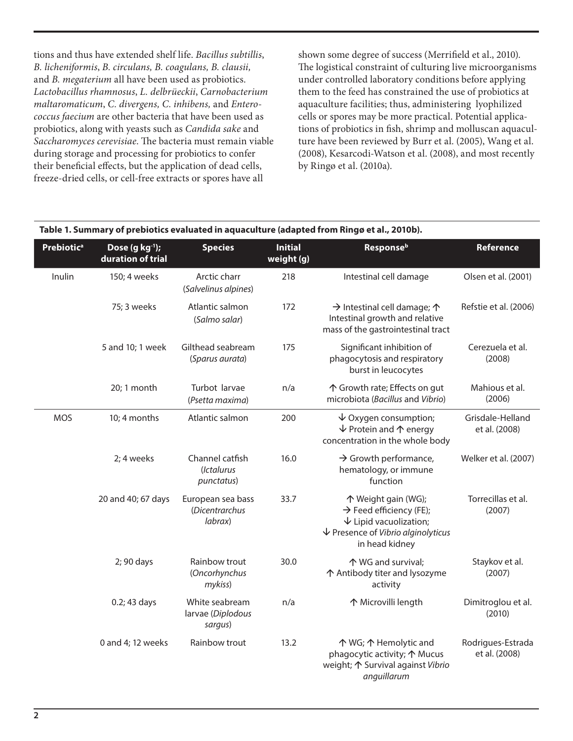tions and thus have extended shelf life. *Bacillus subtillis*, *B. licheniformis*, *B. circulans, B. coagulans, B. clausii,* and *B. megaterium* all have been used as probiotics. *Lactobacillus rhamnosus*, *L. delbrüeckii*, *Carnobacterium maltaromaticum*, *C. divergens, C. inhibens,* and *Enterococcus faecium* are other bacteria that have been used as probiotics, along with yeasts such as *Candida sake* and *Saccharomyces cerevisiae*. The bacteria must remain viable during storage and processing for probiotics to confer their beneficial effects, but the application of dead cells, freeze-dried cells, or cell-free extracts or spores have all shown some degree of success (Merrifield et al., 2010). The logistical constraint of culturing live microorganisms under controlled laboratory conditions before applying them to the feed has constrained the use of probiotics at aquaculture facilities; thus, administering lyophilized cells or spores may be more practical. Potential applications of probiotics in fish, shrimp and molluscan aquaculture have been reviewed by Burr et al. (2005), Wang et al. (2008), Kesarcodi-Watson et al. (2008), and most recently by Ringø et al. (2010a).

**Table 1. Summary of prebiotics evaluated in aquaculture (adapted from Ringø et al., 2010b).**

| Prebiotic[a] | Dose (g kg$^{-1}$); duration of trial | Species | Initial weight (g) | Response[b] | Reference |
|---|---|---|---|---|---|
| Inulin | 150; 4 weeks | Arctic charr (*Salvelinus alpines*) | 218 | Intestinal cell damage | Olsen et al. (2001) |
| | 75; 3 weeks | Atlantic salmon (*Salmo salar*) | 172 | → Intestinal cell damage; ↑ Intestinal growth and relative mass of the gastrointestinal tract | Refstie et al. (2006) |
| | 5 and 10; 1 week | Gilthead seabream (*Sparus aurata*) | 175 | Significant inhibition of phagocytosis and respiratory burst in leucocytes | Cerezuela et al. (2008) |
| | 20; 1 month | Turbot larvae (*Psetta maxima*) | n/a | ↑ Growth rate; Effects on gut microbiota (*Bacillus* and *Vibrio*) | Mahious et al. (2006) |
| MOS | 10; 4 months | Atlantic salmon | 200 | ↓ Oxygen consumption; ↓ Protein and ↑ energy concentration in the whole body | Grisdale-Helland et al. (2008) |
| | 2; 4 weeks | Channel catfish (*Ictalurus punctatus*) | 16.0 | → Growth performance, hematology, or immune function | Welker et al. (2007) |
| | 20 and 40; 67 days | European sea bass (*Dicentrarchus labrax*) | 33.7 | ↑ Weight gain (WG); → Feed efficiency (FE); ↓ Lipid vacuolization; ↓ Presence of *Vibrio alginolyticus* in head kidney | Torrecillas et al. (2007) |
| | 2; 90 days | Rainbow trout (*Oncorhynchus mykiss*) | 30.0 | ↑ WG and survival; ↑ Antibody titer and lysozyme activity | Staykov et al. (2007) |
| | 0.2; 43 days | White seabream larvae (*Diplodous sargus*) | n/a | ↑ Microvilli length | Dimitroglou et al. (2010) |
| | 0 and 4; 12 weeks | Rainbow trout | 13.2 | ↑ WG; ↑ Hemolytic and phagocytic activity; ↑ Mucus weight; ↑ Survival against *Vibrio anguillarum* | Rodrigues-Estrada et al. (2008) |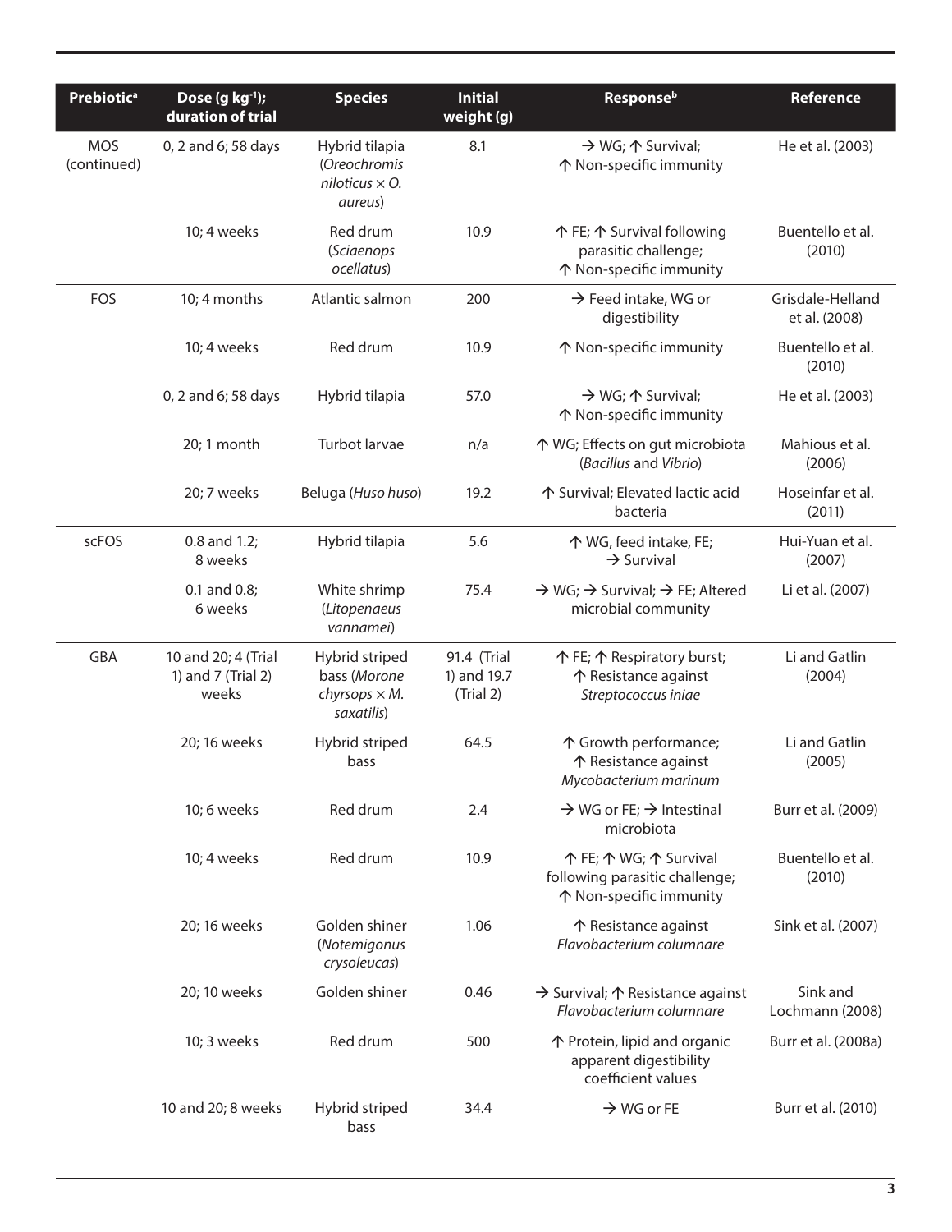| Prebiotic[a] | Dose (g kg⁻¹); duration of trial | Species | Initial weight (g) | Response[b] | Reference |
|---|---|---|---|---|---|
| MOS (continued) | 0, 2 and 6; 58 days | Hybrid tilapia (*Oreochromis niloticus* × *O. aureus*) | 8.1 | → WG; ↑ Survival; ↑ Non-specific immunity | He et al. (2003) |
| | 10; 4 weeks | Red drum (*Sciaenops ocellatus*) | 10.9 | ↑ FE; ↑ Survival following parasitic challenge; ↑ Non-specific immunity | Buentello et al. (2010) |
| FOS | 10; 4 months | Atlantic salmon | 200 | → Feed intake, WG or digestibility | Grisdale-Helland et al. (2008) |
| | 10; 4 weeks | Red drum | 10.9 | ↑ Non-specific immunity | Buentello et al. (2010) |
| | 0, 2 and 6; 58 days | Hybrid tilapia | 57.0 | → WG; ↑ Survival; ↑ Non-specific immunity | He et al. (2003) |
| | 20; 1 month | Turbot larvae | n/a | ↑ WG; Effects on gut microbiota (*Bacillus* and *Vibrio*) | Mahious et al. (2006) |
| | 20; 7 weeks | Beluga (*Huso huso*) | 19.2 | ↑ Survival; Elevated lactic acid bacteria | Hoseinfar et al. (2011) |
| scFOS | 0.8 and 1.2; 8 weeks | Hybrid tilapia | 5.6 | ↑ WG, feed intake, FE; → Survival | Hui-Yuan et al. (2007) |
| | 0.1 and 0.8; 6 weeks | White shrimp (*Litopenaeus vannamei*) | 75.4 | → WG; → Survival; → FE; Altered microbial community | Li et al. (2007) |
| GBA | 10 and 20; 4 (Trial 1) and 7 (Trial 2) weeks | Hybrid striped bass (*Morone chyrsops* × *M. saxatilis*) | 91.4 (Trial 1) and 19.7 (Trial 2) | ↑ FE; ↑ Respiratory burst; ↑ Resistance against *Streptococcus iniae* | Li and Gatlin (2004) |
| | 20; 16 weeks | Hybrid striped bass | 64.5 | ↑ Growth performance; ↑ Resistance against *Mycobacterium marinum* | Li and Gatlin (2005) |
| | 10; 6 weeks | Red drum | 2.4 | → WG or FE; → Intestinal microbiota | Burr et al. (2009) |
| | 10; 4 weeks | Red drum | 10.9 | ↑ FE; ↑ WG; ↑ Survival following parasitic challenge; ↑ Non-specific immunity | Buentello et al. (2010) |
| | 20; 16 weeks | Golden shiner (*Notemigonus crysoleucas*) | 1.06 | ↑ Resistance against *Flavobacterium columnare* | Sink et al. (2007) |
| | 20; 10 weeks | Golden shiner | 0.46 | → Survival; ↑ Resistance against *Flavobacterium columnare* | Sink and Lochmann (2008) |
| | 10; 3 weeks | Red drum | 500 | ↑ Protein, lipid and organic apparent digestibility coefficient values | Burr et al. (2008a) |
| | 10 and 20; 8 weeks | Hybrid striped bass | 34.4 | → WG or FE | Burr et al. (2010) |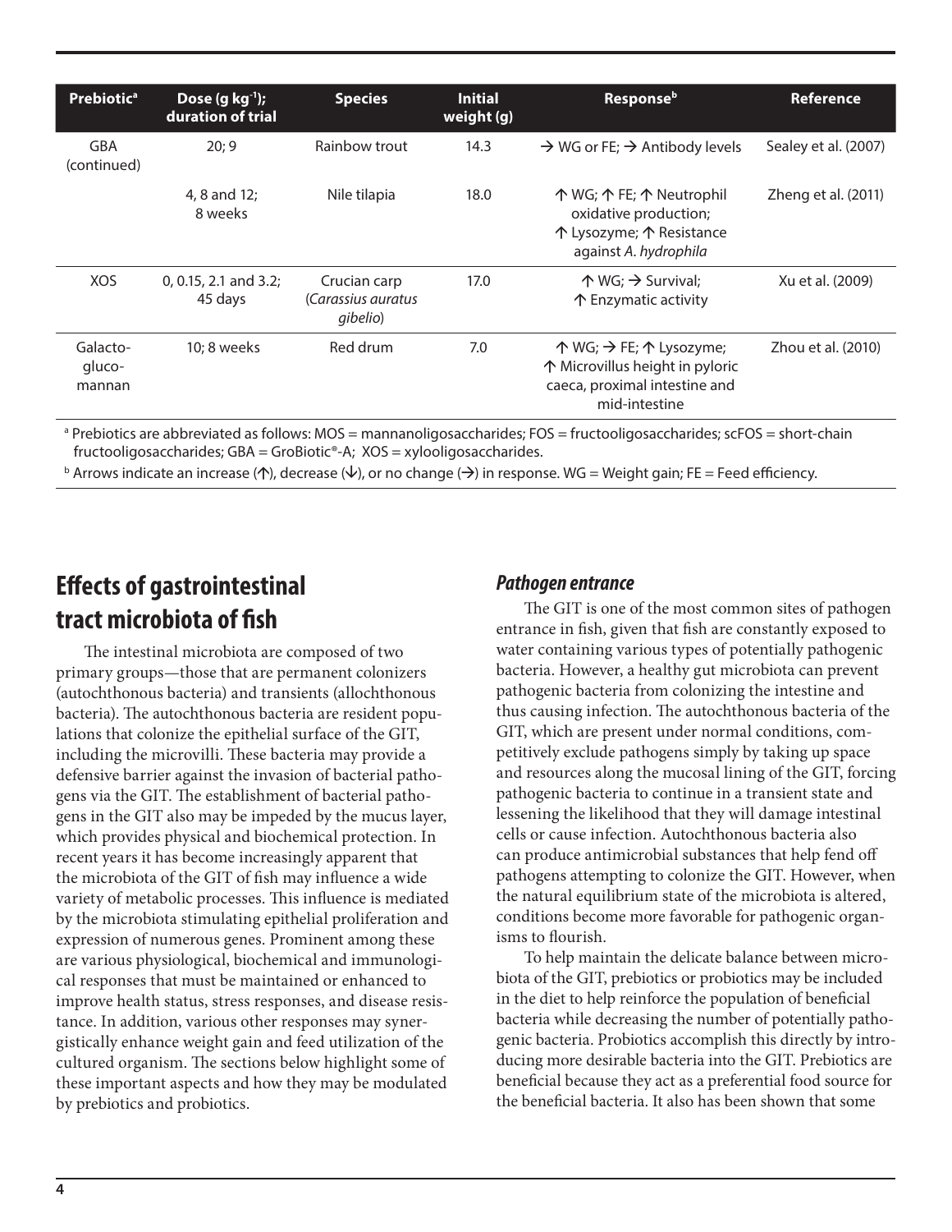| Prebiotic[a] | Dose (g kg$^{-1}$); duration of trial | Species | Initial weight (g) | Response[b] | Reference |
|---|---|---|---|---|---|
| GBA (continued) | 20; 9 | Rainbow trout | 14.3 | → WG or FE; → Antibody levels | Sealey et al. (2007) |
| | 4, 8 and 12; 8 weeks | Nile tilapia | 18.0 | ↑ WG; ↑ FE; ↑ Neutrophil oxidative production; ↑ Lysozyme; ↑ Resistance against *A. hydrophila* | Zheng et al. (2011) |
| XOS | 0, 0.15, 2.1 and 3.2; 45 days | Crucian carp (*Carassius auratus gibelio*) | 17.0 | ↑ WG; → Survival; ↑ Enzymatic activity | Xu et al. (2009) |
| Galacto-gluco-mannan | 10; 8 weeks | Red drum | 7.0 | ↑ WG; → FE; ↑ Lysozyme; ↑ Microvillus height in pyloric caeca, proximal intestine and mid-intestine | Zhou et al. (2010) |

[a] Prebiotics are abbreviated as follows: MOS = mannanoligosaccharides; FOS = fructooligosaccharides; scFOS = short-chain fructooligosaccharides; GBA = GroBiotic®-A; XOS = xylooligosaccharides.

[b] Arrows indicate an increase (↑), decrease (↓), or no change (→) in response. WG = Weight gain; FE = Feed efficiency.

## Effects of gastrointestinal tract microbiota of fish

The intestinal microbiota are composed of two primary groups—those that are permanent colonizers (autochthonous bacteria) and transients (allochthonous bacteria). The autochthonous bacteria are resident populations that colonize the epithelial surface of the GIT, including the microvilli. These bacteria may provide a defensive barrier against the invasion of bacterial pathogens via the GIT. The establishment of bacterial pathogens in the GIT also may be impeded by the mucus layer, which provides physical and biochemical protection. In recent years it has become increasingly apparent that the microbiota of the GIT of fish may influence a wide variety of metabolic processes. This influence is mediated by the microbiota stimulating epithelial proliferation and expression of numerous genes. Prominent among these are various physiological, biochemical and immunological responses that must be maintained or enhanced to improve health status, stress responses, and disease resistance. In addition, various other responses may synergistically enhance weight gain and feed utilization of the cultured organism. The sections below highlight some of these important aspects and how they may be modulated by prebiotics and probiotics.

### *Pathogen entrance*

The GIT is one of the most common sites of pathogen entrance in fish, given that fish are constantly exposed to water containing various types of potentially pathogenic bacteria. However, a healthy gut microbiota can prevent pathogenic bacteria from colonizing the intestine and thus causing infection. The autochthonous bacteria of the GIT, which are present under normal conditions, competitively exclude pathogens simply by taking up space and resources along the mucosal lining of the GIT, forcing pathogenic bacteria to continue in a transient state and lessening the likelihood that they will damage intestinal cells or cause infection. Autochthonous bacteria also can produce antimicrobial substances that help fend off pathogens attempting to colonize the GIT. However, when the natural equilibrium state of the microbiota is altered, conditions become more favorable for pathogenic organisms to flourish.

To help maintain the delicate balance between microbiota of the GIT, prebiotics or probiotics may be included in the diet to help reinforce the population of beneficial bacteria while decreasing the number of potentially pathogenic bacteria. Probiotics accomplish this directly by introducing more desirable bacteria into the GIT. Prebiotics are beneficial because they act as a preferential food source for the beneficial bacteria. It also has been shown that some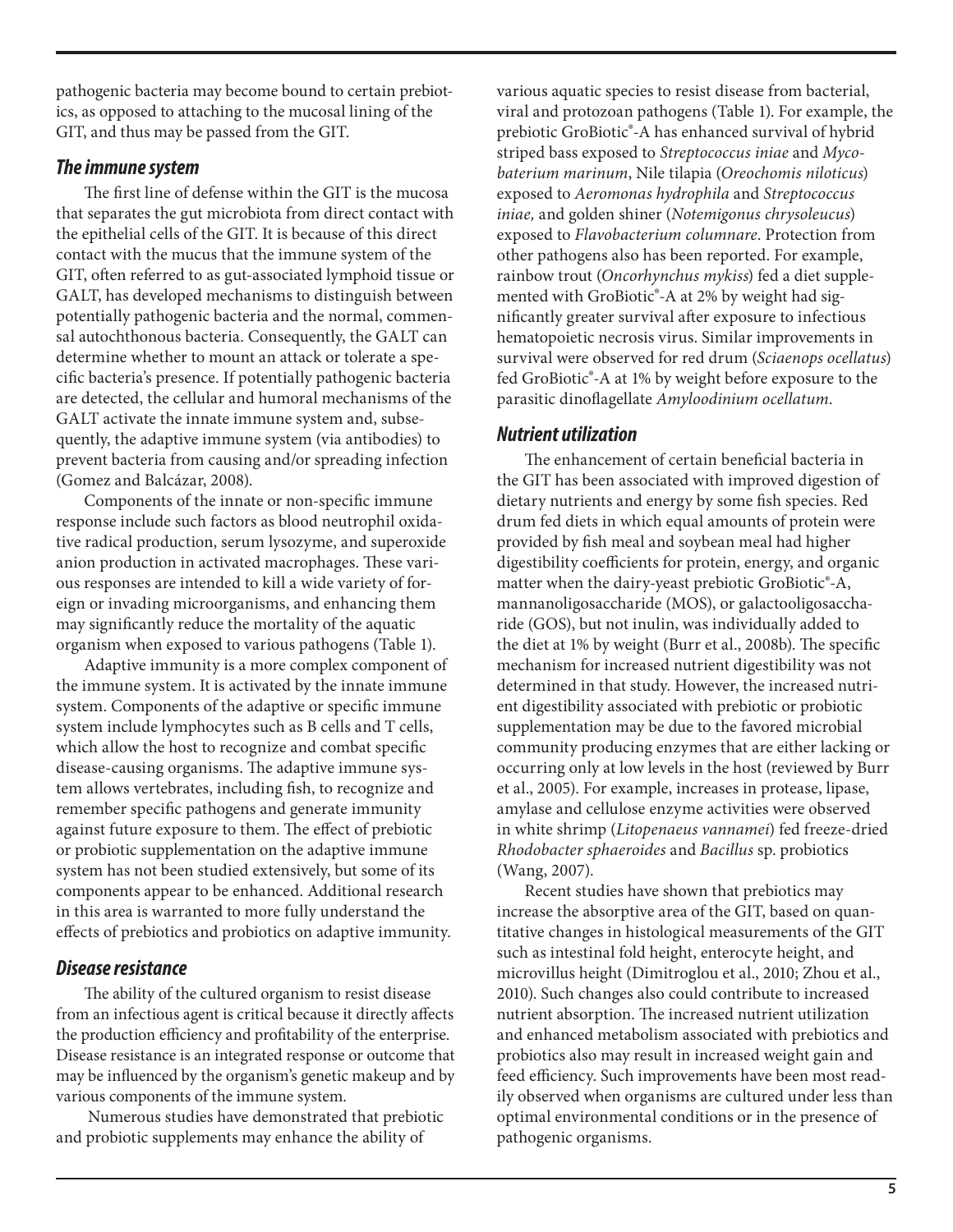pathogenic bacteria may become bound to certain prebiotics, as opposed to attaching to the mucosal lining of the GIT, and thus may be passed from the GIT.

### *The immune system*

The first line of defense within the GIT is the mucosa that separates the gut microbiota from direct contact with the epithelial cells of the GIT. It is because of this direct contact with the mucus that the immune system of the GIT, often referred to as gut-associated lymphoid tissue or GALT, has developed mechanisms to distinguish between potentially pathogenic bacteria and the normal, commensal autochthonous bacteria. Consequently, the GALT can determine whether to mount an attack or tolerate a specific bacteria's presence. If potentially pathogenic bacteria are detected, the cellular and humoral mechanisms of the GALT activate the innate immune system and, subsequently, the adaptive immune system (via antibodies) to prevent bacteria from causing and/or spreading infection (Gomez and Balcázar, 2008).

Components of the innate or non-specific immune response include such factors as blood neutrophil oxidative radical production, serum lysozyme, and superoxide anion production in activated macrophages. These various responses are intended to kill a wide variety of foreign or invading microorganisms, and enhancing them may significantly reduce the mortality of the aquatic organism when exposed to various pathogens (Table 1).

Adaptive immunity is a more complex component of the immune system. It is activated by the innate immune system. Components of the adaptive or specific immune system include lymphocytes such as B cells and T cells, which allow the host to recognize and combat specific disease-causing organisms. The adaptive immune system allows vertebrates, including fish, to recognize and remember specific pathogens and generate immunity against future exposure to them. The effect of prebiotic or probiotic supplementation on the adaptive immune system has not been studied extensively, but some of its components appear to be enhanced. Additional research in this area is warranted to more fully understand the effects of prebiotics and probiotics on adaptive immunity.

### *Disease resistance*

The ability of the cultured organism to resist disease from an infectious agent is critical because it directly affects the production efficiency and profitability of the enterprise. Disease resistance is an integrated response or outcome that may be influenced by the organism's genetic makeup and by various components of the immune system.

Numerous studies have demonstrated that prebiotic and probiotic supplements may enhance the ability of various aquatic species to resist disease from bacterial, viral and protozoan pathogens (Table 1). For example, the prebiotic GroBiotic®-A has enhanced survival of hybrid striped bass exposed to *Streptococcus iniae* and *Mycobaterium marinum*, Nile tilapia (*Oreochomis niloticus*) exposed to *Aeromonas hydrophila* and *Streptococcus iniae,* and golden shiner (*Notemigonus chrysoleucus*) exposed to *Flavobacterium columnare*. Protection from other pathogens also has been reported. For example, rainbow trout (*Oncorhynchus mykiss*) fed a diet supplemented with GroBiotic®-A at 2% by weight had significantly greater survival after exposure to infectious hematopoietic necrosis virus. Similar improvements in survival were observed for red drum (*Sciaenops ocellatus*) fed GroBiotic®-A at 1% by weight before exposure to the parasitic dinoflagellate *Amyloodinium ocellatum*.

### *Nutrient utilization*

The enhancement of certain beneficial bacteria in the GIT has been associated with improved digestion of dietary nutrients and energy by some fish species. Red drum fed diets in which equal amounts of protein were provided by fish meal and soybean meal had higher digestibility coefficients for protein, energy, and organic matter when the dairy-yeast prebiotic GroBiotic®-A, mannanoligosaccharide (MOS), or galactooligosaccharide (GOS), but not inulin, was individually added to the diet at 1% by weight (Burr et al., 2008b). The specific mechanism for increased nutrient digestibility was not determined in that study. However, the increased nutrient digestibility associated with prebiotic or probiotic supplementation may be due to the favored microbial community producing enzymes that are either lacking or occurring only at low levels in the host (reviewed by Burr et al., 2005). For example, increases in protease, lipase, amylase and cellulose enzyme activities were observed in white shrimp (*Litopenaeus vannamei*) fed freeze-dried *Rhodobacter sphaeroides* and *Bacillus* sp. probiotics (Wang, 2007).

Recent studies have shown that prebiotics may increase the absorptive area of the GIT, based on quantitative changes in histological measurements of the GIT such as intestinal fold height, enterocyte height, and microvillus height (Dimitroglou et al., 2010; Zhou et al., 2010). Such changes also could contribute to increased nutrient absorption. The increased nutrient utilization and enhanced metabolism associated with prebiotics and probiotics also may result in increased weight gain and feed efficiency. Such improvements have been most readily observed when organisms are cultured under less than optimal environmental conditions or in the presence of pathogenic organisms.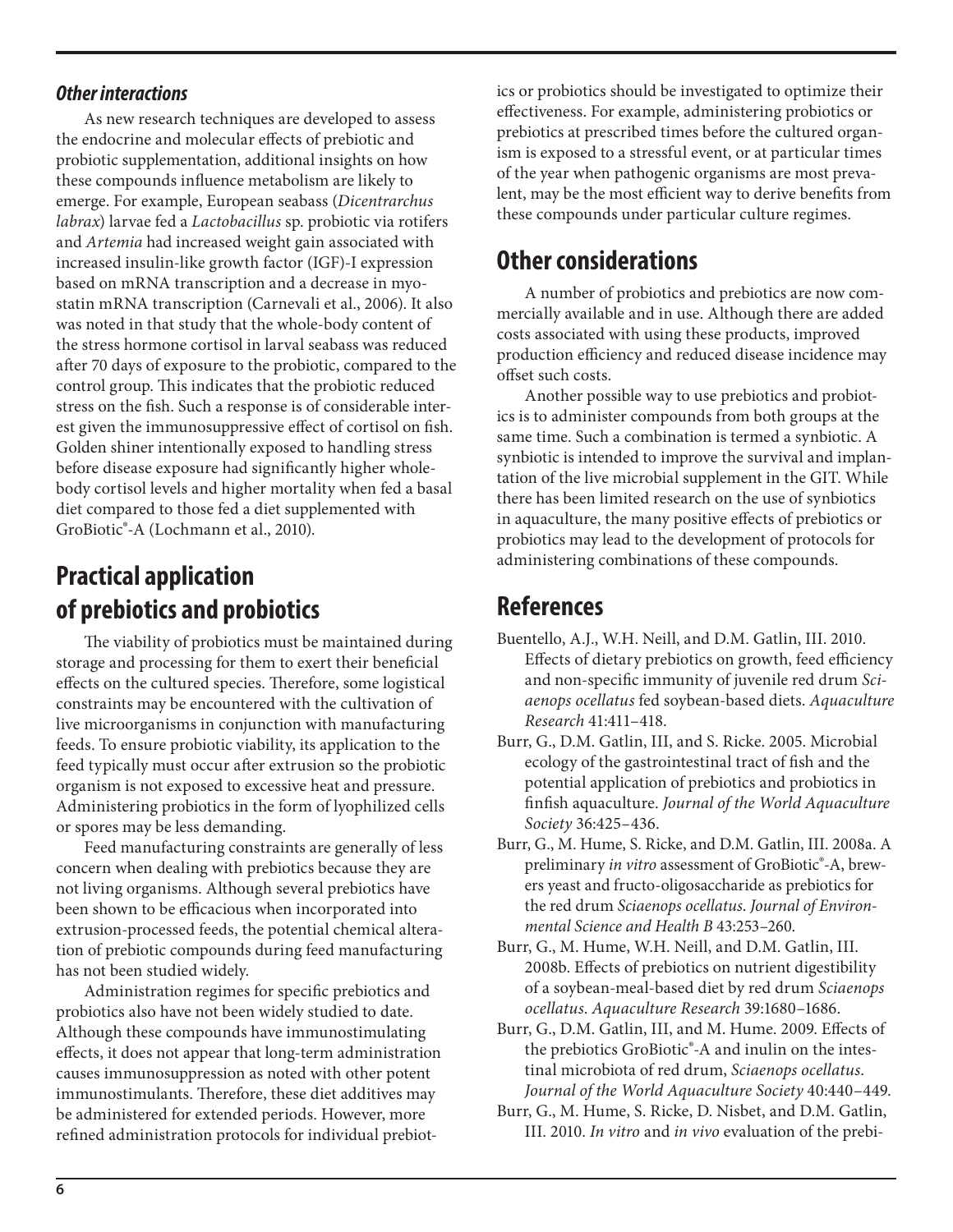### *Other interactions*

As new research techniques are developed to assess the endocrine and molecular effects of prebiotic and probiotic supplementation, additional insights on how these compounds influence metabolism are likely to emerge. For example, European seabass (*Dicentrarchus labrax*) larvae fed a *Lactobacillus* sp. probiotic via rotifers and *Artemia* had increased weight gain associated with increased insulin-like growth factor (IGF)-I expression based on mRNA transcription and a decrease in myostatin mRNA transcription (Carnevali et al., 2006). It also was noted in that study that the whole-body content of the stress hormone cortisol in larval seabass was reduced after 70 days of exposure to the probiotic, compared to the control group. This indicates that the probiotic reduced stress on the fish. Such a response is of considerable interest given the immunosuppressive effect of cortisol on fish. Golden shiner intentionally exposed to handling stress before disease exposure had significantly higher whole-body cortisol levels and higher mortality when fed a basal diet compared to those fed a diet supplemented with GroBiotic®-A (Lochmann et al., 2010).

## Practical application of prebiotics and probiotics

The viability of probiotics must be maintained during storage and processing for them to exert their beneficial effects on the cultured species. Therefore, some logistical constraints may be encountered with the cultivation of live microorganisms in conjunction with manufacturing feeds. To ensure probiotic viability, its application to the feed typically must occur after extrusion so the probiotic organism is not exposed to excessive heat and pressure. Administering probiotics in the form of lyophilized cells or spores may be less demanding.

Feed manufacturing constraints are generally of less concern when dealing with prebiotics because they are not living organisms. Although several prebiotics have been shown to be efficacious when incorporated into extrusion-processed feeds, the potential chemical alteration of prebiotic compounds during feed manufacturing has not been studied widely.

Administration regimes for specific prebiotics and probiotics also have not been widely studied to date. Although these compounds have immunostimulating effects, it does not appear that long-term administration causes immunosuppression as noted with other potent immunostimulants. Therefore, these diet additives may be administered for extended periods. However, more refined administration protocols for individual prebiotics or probiotics should be investigated to optimize their effectiveness. For example, administering probiotics or prebiotics at prescribed times before the cultured organism is exposed to a stressful event, or at particular times of the year when pathogenic organisms are most prevalent, may be the most efficient way to derive benefits from these compounds under particular culture regimes.

## Other considerations

A number of probiotics and prebiotics are now commercially available and in use. Although there are added costs associated with using these products, improved production efficiency and reduced disease incidence may offset such costs.

Another possible way to use prebiotics and probiotics is to administer compounds from both groups at the same time. Such a combination is termed a synbiotic. A synbiotic is intended to improve the survival and implantation of the live microbial supplement in the GIT. While there has been limited research on the use of synbiotics in aquaculture, the many positive effects of prebiotics or probiotics may lead to the development of protocols for administering combinations of these compounds.

## References

Buentello, A.J., W.H. Neill, and D.M. Gatlin, III. 2010. Effects of dietary prebiotics on growth, feed efficiency and non-specific immunity of juvenile red drum *Sciaenops ocellatus* fed soybean-based diets. *Aquaculture Research* 41:411–418.

Burr, G., D.M. Gatlin, III, and S. Ricke. 2005. Microbial ecology of the gastrointestinal tract of fish and the potential application of prebiotics and probiotics in finfish aquaculture. *Journal of the World Aquaculture Society* 36:425–436.

Burr, G., M. Hume, S. Ricke, and D.M. Gatlin, III. 2008a. A preliminary *in vitro* assessment of GroBiotic®-A, brewers yeast and fructo-oligosaccharide as prebiotics for the red drum *Sciaenops ocellatus*. *Journal of Environmental Science and Health B* 43:253–260.

Burr, G., M. Hume, W.H. Neill, and D.M. Gatlin, III. 2008b. Effects of prebiotics on nutrient digestibility of a soybean-meal-based diet by red drum *Sciaenops ocellatus*. *Aquaculture Research* 39:1680–1686.

Burr, G., D.M. Gatlin, III, and M. Hume. 2009. Effects of the prebiotics GroBiotic®-A and inulin on the intestinal microbiota of red drum, *Sciaenops ocellatus*. *Journal of the World Aquaculture Society* 40:440–449.

Burr, G., M. Hume, S. Ricke, D. Nisbet, and D.M. Gatlin, III. 2010. *In vitro* and *in vivo* evaluation of the prebi-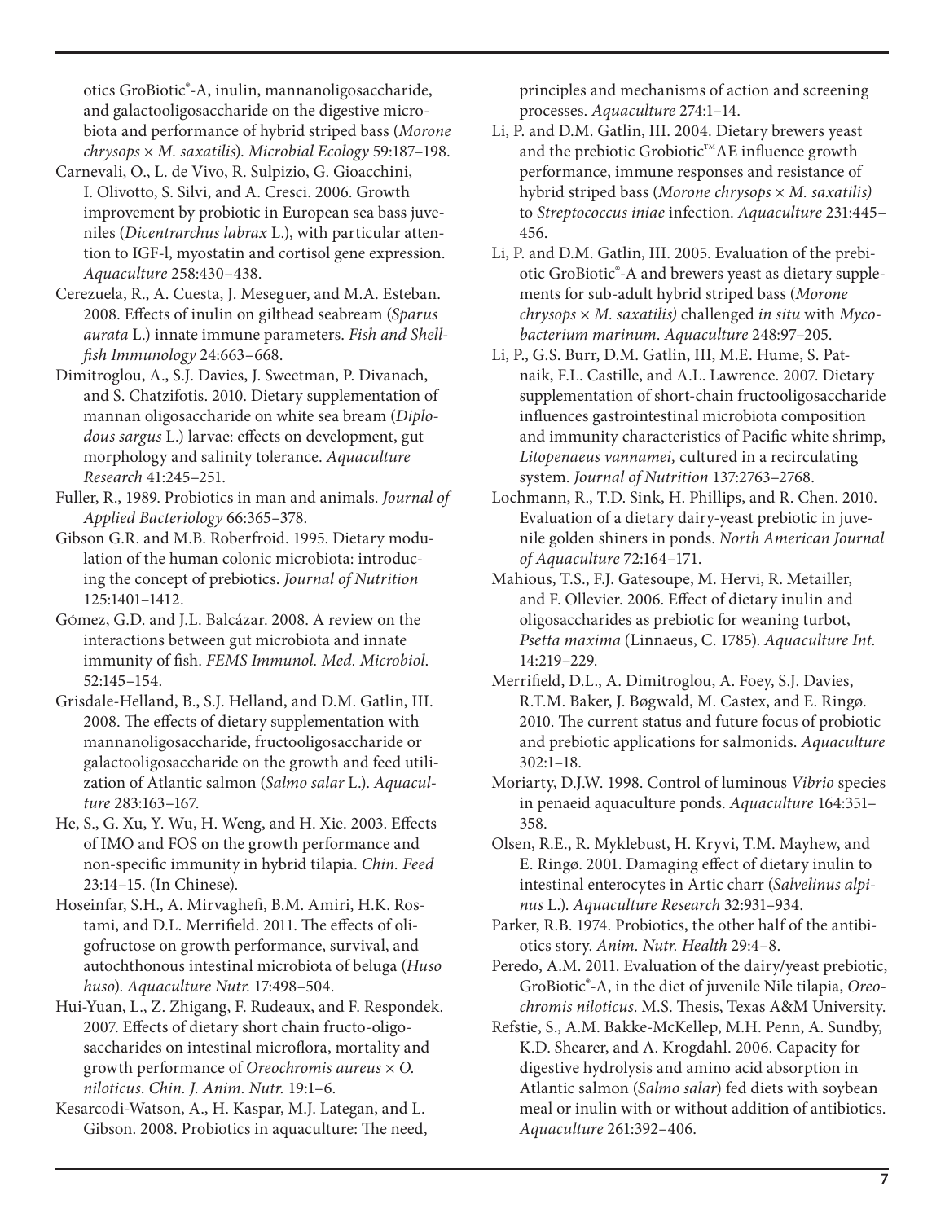otics GroBiotic®-A, inulin, mannanoligosaccharide, and galactooligosaccharide on the digestive microbiota and performance of hybrid striped bass (*Morone chrysops* × *M. saxatilis*). *Microbial Ecology* 59:187–198.

Carnevali, O., L. de Vivo, R. Sulpizio, G. Gioacchini, I. Olivotto, S. Silvi, and A. Cresci. 2006. Growth improvement by probiotic in European sea bass juveniles (*Dicentrarchus labrax* L.), with particular attention to IGF-l, myostatin and cortisol gene expression. *Aquaculture* 258:430–438.

Cerezuela, R., A. Cuesta, J. Meseguer, and M.A. Esteban. 2008. Effects of inulin on gilthead seabream (*Sparus aurata* L.) innate immune parameters. *Fish and Shellfish Immunology* 24:663–668.

Dimitroglou, A., S.J. Davies, J. Sweetman, P. Divanach, and S. Chatzifotis. 2010. Dietary supplementation of mannan oligosaccharide on white sea bream (*Diplodous sargus* L.) larvae: effects on development, gut morphology and salinity tolerance. *Aquaculture Research* 41:245–251.

Fuller, R., 1989. Probiotics in man and animals. *Journal of Applied Bacteriology* 66:365–378.

Gibson G.R. and M.B. Roberfroid. 1995. Dietary modulation of the human colonic microbiota: introducing the concept of prebiotics. *Journal of Nutrition* 125:1401–1412.

Gómez, G.D. and J.L. Balcázar. 2008. A review on the interactions between gut microbiota and innate immunity of fish. *FEMS Immunol. Med. Microbiol.* 52:145–154.

Grisdale-Helland, B., S.J. Helland, and D.M. Gatlin, III. 2008. The effects of dietary supplementation with mannanoligosaccharide, fructooligosaccharide or galactooligosaccharide on the growth and feed utilization of Atlantic salmon (*Salmo salar* L.). *Aquaculture* 283:163–167.

He, S., G. Xu, Y. Wu, H. Weng, and H. Xie. 2003. Effects of IMO and FOS on the growth performance and non-specific immunity in hybrid tilapia. *Chin. Feed* 23:14–15. (In Chinese).

Hoseinfar, S.H., A. Mirvaghefi, B.M. Amiri, H.K. Rostami, and D.L. Merrifield. 2011. The effects of oligofructose on growth performance, survival, and autochthonous intestinal microbiota of beluga (*Huso huso*). *Aquaculture Nutr.* 17:498–504.

Hui-Yuan, L., Z. Zhigang, F. Rudeaux, and F. Respondek. 2007. Effects of dietary short chain fructo-oligosaccharides on intestinal microflora, mortality and growth performance of *Oreochromis aureus* × *O. niloticus*. *Chin. J. Anim. Nutr.* 19:1–6.

Kesarcodi-Watson, A., H. Kaspar, M.J. Lategan, and L. Gibson. 2008. Probiotics in aquaculture: The need, principles and mechanisms of action and screening processes. *Aquaculture* 274:1–14.

Li, P. and D.M. Gatlin, III. 2004. Dietary brewers yeast and the prebiotic Grobiotic™AE influence growth performance, immune responses and resistance of hybrid striped bass (*Morone chrysops* × *M. saxatilis)* to *Streptococcus iniae* infection. *Aquaculture* 231:445–456.

Li, P. and D.M. Gatlin, III. 2005. Evaluation of the prebiotic GroBiotic®-A and brewers yeast as dietary supplements for sub-adult hybrid striped bass (*Morone chrysops* × *M. saxatilis)* challenged *in situ* with *Mycobacterium marinum*. *Aquaculture* 248:97–205.

Li, P., G.S. Burr, D.M. Gatlin, III, M.E. Hume, S. Patnaik, F.L. Castille, and A.L. Lawrence. 2007. Dietary supplementation of short-chain fructooligosaccharide influences gastrointestinal microbiota composition and immunity characteristics of Pacific white shrimp, *Litopenaeus vannamei,* cultured in a recirculating system. *Journal of Nutrition* 137:2763–2768.

Lochmann, R., T.D. Sink, H. Phillips, and R. Chen. 2010. Evaluation of a dietary dairy-yeast prebiotic in juvenile golden shiners in ponds. *North American Journal of Aquaculture* 72:164–171.

Mahious, T.S., F.J. Gatesoupe, M. Hervi, R. Metailler, and F. Ollevier. 2006. Effect of dietary inulin and oligosaccharides as prebiotic for weaning turbot, *Psetta maxima* (Linnaeus, C. 1785). *Aquaculture Int.* 14:219–229.

Merrifield, D.L., A. Dimitroglou, A. Foey, S.J. Davies, R.T.M. Baker, J. Bøgwald, M. Castex, and E. Ringø. 2010. The current status and future focus of probiotic and prebiotic applications for salmonids. *Aquaculture* 302:1–18.

Moriarty, D.J.W. 1998. Control of luminous *Vibrio* species in penaeid aquaculture ponds. *Aquaculture* 164:351–358.

Olsen, R.E., R. Myklebust, H. Kryvi, T.M. Mayhew, and E. Ringø. 2001. Damaging effect of dietary inulin to intestinal enterocytes in Artic charr (*Salvelinus alpinus* L.). *Aquaculture Research* 32:931–934.

Parker, R.B. 1974. Probiotics, the other half of the antibiotics story. *Anim. Nutr. Health* 29:4–8.

Peredo, A.M. 2011. Evaluation of the dairy/yeast prebiotic, GroBiotic®-A, in the diet of juvenile Nile tilapia, *Oreochromis niloticus*. M.S. Thesis, Texas A&M University.

Refstie, S., A.M. Bakke-McKellep, M.H. Penn, A. Sundby, K.D. Shearer, and A. Krogdahl. 2006. Capacity for digestive hydrolysis and amino acid absorption in Atlantic salmon (*Salmo salar*) fed diets with soybean meal or inulin with or without addition of antibiotics. *Aquaculture* 261:392–406.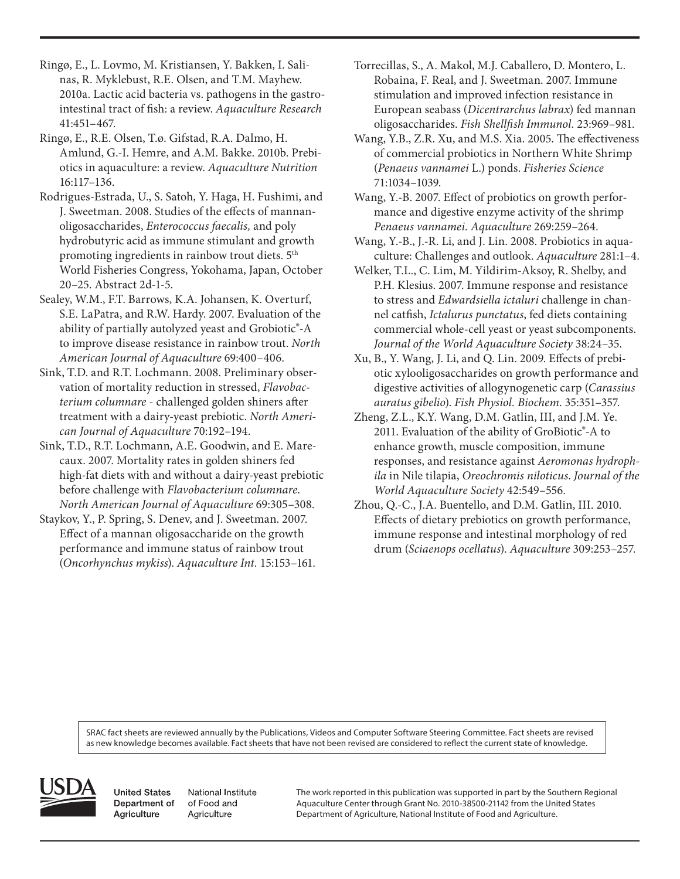Ringø, E., L. Lovmo, M. Kristiansen, Y. Bakken, I. Salinas, R. Myklebust, R.E. Olsen, and T.M. Mayhew. 2010a. Lactic acid bacteria vs. pathogens in the gastrointestinal tract of fish: a review. *Aquaculture Research* 41:451–467.

Ringø, E., R.E. Olsen, T.ø. Gifstad, R.A. Dalmo, H. Amlund, G.-I. Hemre, and A.M. Bakke. 2010b. Prebiotics in aquaculture: a review. *Aquaculture Nutrition* 16:117–136.

Rodrigues-Estrada, U., S. Satoh, Y. Haga, H. Fushimi, and J. Sweetman. 2008. Studies of the effects of mannanoligosaccharides, *Enterococcus faecalis,* and poly hydrobutyric acid as immune stimulant and growth promoting ingredients in rainbow trout diets. 5th World Fisheries Congress, Yokohama, Japan, October 20–25. Abstract 2d-1-5.

Sealey, W.M., F.T. Barrows, K.A. Johansen, K. Overturf, S.E. LaPatra, and R.W. Hardy. 2007. Evaluation of the ability of partially autolyzed yeast and Grobiotic®-A to improve disease resistance in rainbow trout. *North American Journal of Aquaculture* 69:400–406.

Sink, T.D. and R.T. Lochmann. 2008. Preliminary observation of mortality reduction in stressed, *Flavobacterium columnare* - challenged golden shiners after treatment with a dairy-yeast prebiotic. *North American Journal of Aquaculture* 70:192–194.

Sink, T.D., R.T. Lochmann, A.E. Goodwin, and E. Marecaux. 2007. Mortality rates in golden shiners fed high-fat diets with and without a dairy-yeast prebiotic before challenge with *Flavobacterium columnare*. *North American Journal of Aquaculture* 69:305–308.

Staykov, Y., P. Spring, S. Denev, and J. Sweetman. 2007. Effect of a mannan oligosaccharide on the growth performance and immune status of rainbow trout (*Oncorhynchus mykiss*). *Aquaculture Int.* 15:153–161.

Torrecillas, S., A. Makol, M.J. Caballero, D. Montero, L. Robaina, F. Real, and J. Sweetman. 2007. Immune stimulation and improved infection resistance in European seabass (*Dicentrarchus labrax*) fed mannan oligosaccharides. *Fish Shellfish Immunol.* 23:969–981.

Wang, Y.B., Z.R. Xu, and M.S. Xia. 2005. The effectiveness of commercial probiotics in Northern White Shrimp (*Penaeus vannamei* L.) ponds. *Fisheries Science* 71:1034–1039.

Wang, Y.-B. 2007. Effect of probiotics on growth performance and digestive enzyme activity of the shrimp *Penaeus vannamei. Aquaculture* 269:259–264.

Wang, Y.-B., J.-R. Li, and J. Lin. 2008. Probiotics in aquaculture: Challenges and outlook. *Aquaculture* 281:1–4.

Welker, T.L., C. Lim, M. Yildirim-Aksoy, R. Shelby, and P.H. Klesius. 2007. Immune response and resistance to stress and *Edwardsiella ictaluri* challenge in channel catfish, *Ictalurus punctatus*, fed diets containing commercial whole-cell yeast or yeast subcomponents. *Journal of the World Aquaculture Society* 38:24–35.

Xu, B., Y. Wang, J. Li, and Q. Lin. 2009. Effects of prebiotic xylooligosaccharides on growth performance and digestive activities of allogynogenetic carp (*Carassius auratus gibelio*). *Fish Physiol. Biochem.* 35:351–357.

Zheng, Z.L., K.Y. Wang, D.M. Gatlin, III, and J.M. Ye. 2011. Evaluation of the ability of GroBiotic®-A to enhance growth, muscle composition, immune responses, and resistance against *Aeromonas hydrophila* in Nile tilapia, *Oreochromis niloticus*. *Journal of the World Aquaculture Society* 42:549–556.

Zhou, Q.-C., J.A. Buentello, and D.M. Gatlin, III. 2010. Effects of dietary prebiotics on growth performance, immune response and intestinal morphology of red drum (*Sciaenops ocellatus*). *Aquaculture* 309:253–257.

SRAC fact sheets are reviewed annually by the Publications, Videos and Computer Software Steering Committee. Fact sheets are revised as new knowledge becomes available. Fact sheets that have not been revised are considered to reflect the current state of knowledge.

USDA — United States Department of Agriculture — National Institute of Food and Agriculture

The work reported in this publication was supported in part by the Southern Regional Aquaculture Center through Grant No. 2010-38500-21142 from the United States Department of Agriculture, National Institute of Food and Agriculture.